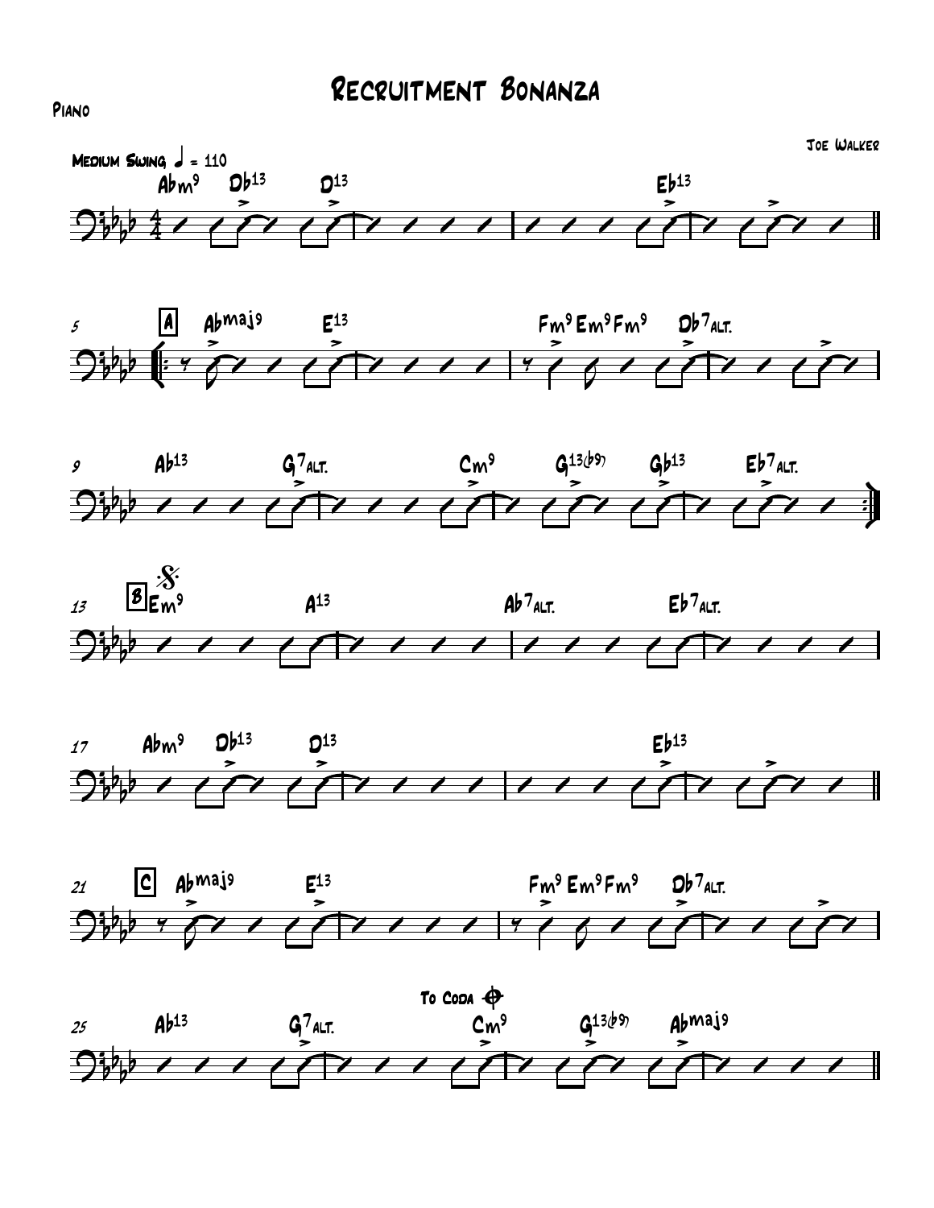# Recruitment Bonanza

Piano

Joe Walker

Medium Swing ♩ = 110

Abm9 Db13 D13 | Eb13

5 [A] Abmaj9 E13 | Fm9 Em9 Fm9 Db7alt.

9 Ab13 G7alt. | Cm9 G13(b9) Gb13 Eb7alt.

13 [B] Em9 A13 | Ab7alt. Eb7alt.

17 Abm9 Db13 D13 | Eb13

21 [C] Abmaj9 E13 | Fm9 Em9 Fm9 Db7alt.

25 Ab13 G7alt. | To Coda Cm9 G13(b9) Abmaj9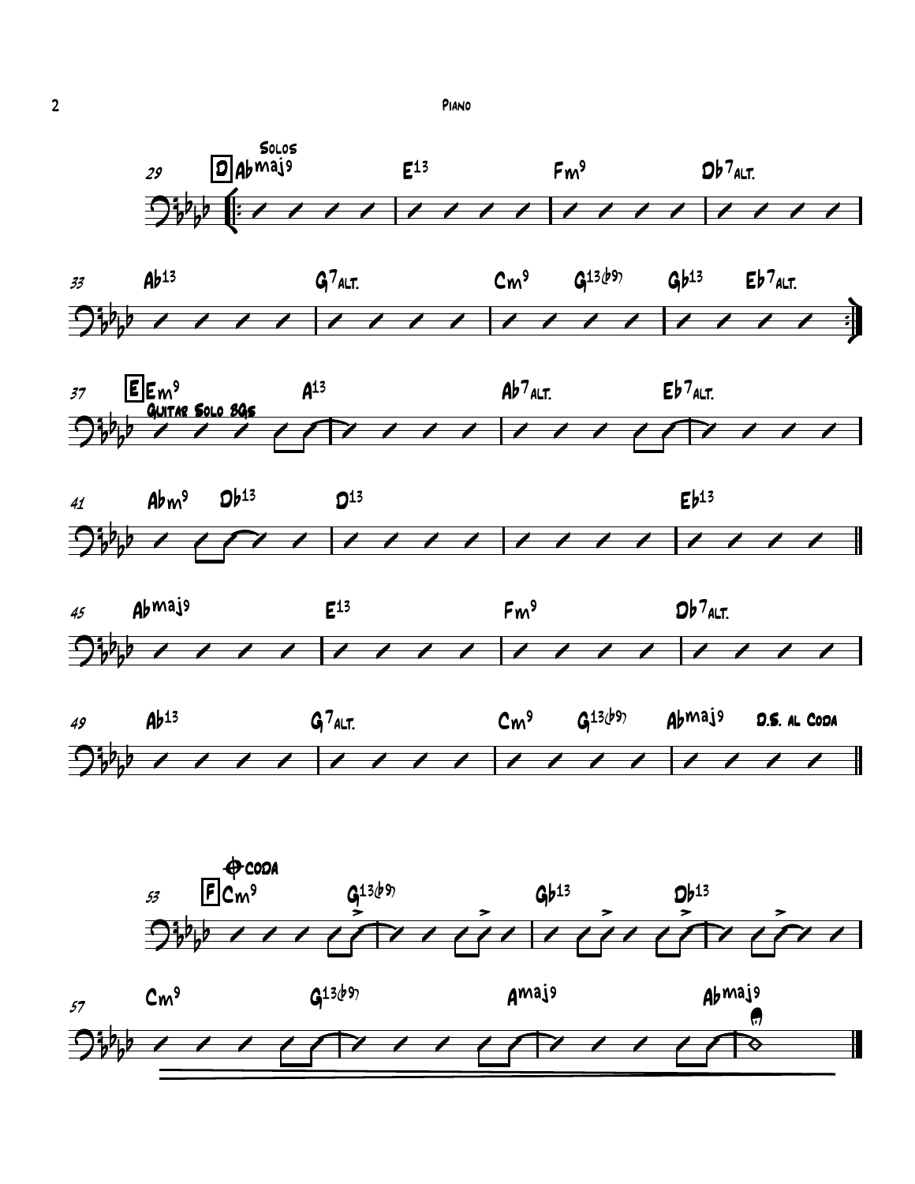SOLOS

29 **D** Abmaj9 | E13 | Fm9 | Db7ALT.

33 Ab13 | G7ALT. | Cm9 G13(b9) | Gb13 Eb7ALT.

37 **E** Em9 | A13 | Ab7ALT. | Eb7ALT.

GUITAR SOLO 8QS

41 Abm9 Db13 | D13 | | Eb13

45 Abmaj9 | E13 | Fm9 | Db7ALT.

49 Ab13 | G7ALT. | Cm9 G13(b9) | Abmaj9 D.S. AL CODA

CODA

53 **F** Cm9 | G13(b9) | Gb13 | Db13

57 Cm9 | G13(b9) | Amaj9 | Abmaj9